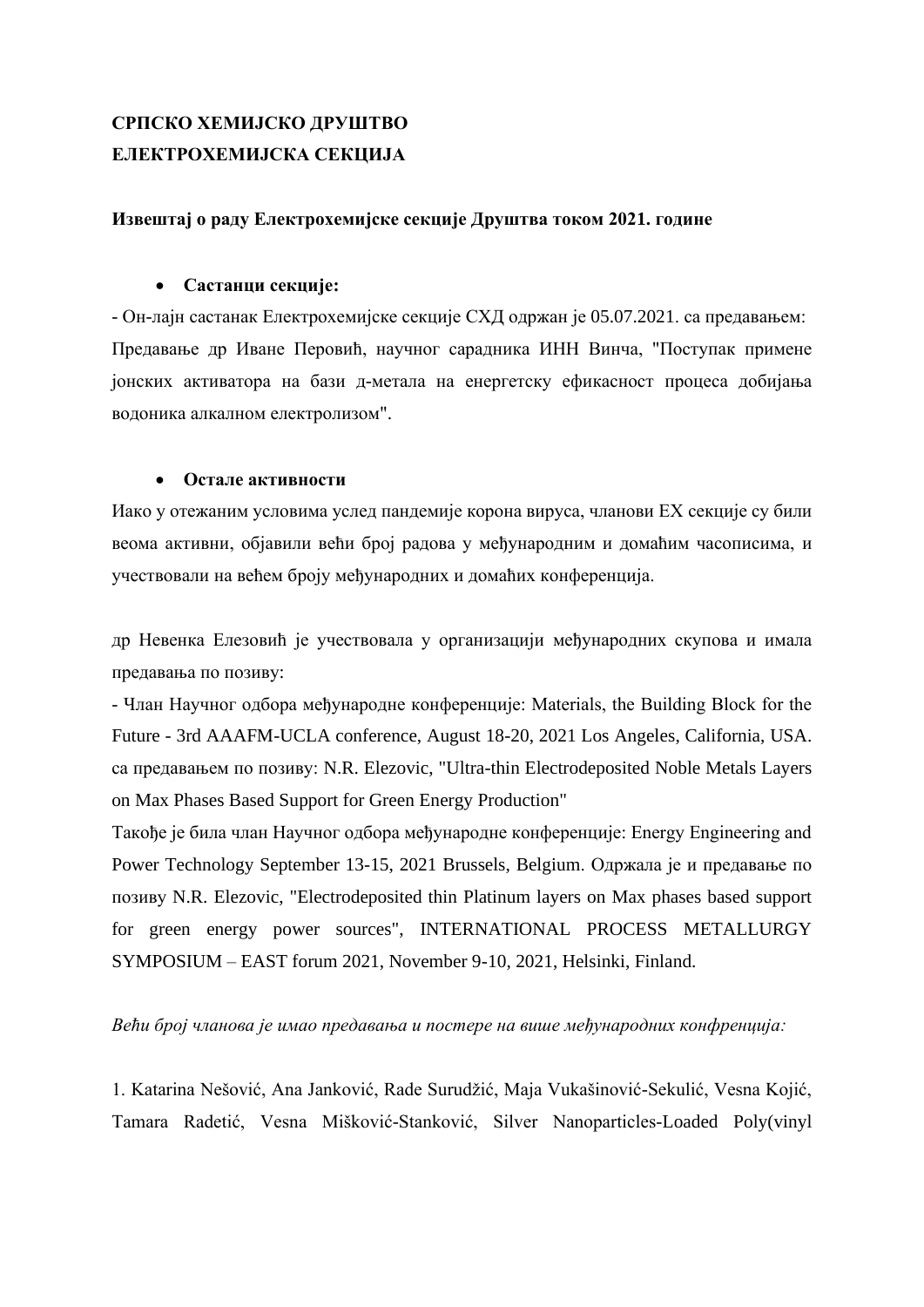**СРПСКО ХЕМИЈСКО ДРУШТВО**
**ЕЛЕКТРОХЕМИЈСКА СЕКЦИЈА**

**Извештај о раду Електрохемијске секције Друштва током 2021. године**

- **Састанци секције:**

- Он-лајн састанак Електрохемијске секције СХД одржан је 05.07.2021. са предавањем: Предавање др Иване Перовић, научног сарадника ИНН Винча, "Поступак примене јонских активатора на бази д-метала на енергетску ефикасност процеса добијања водоника алкалном електролизом".

- **Остале активности**

Иако у отежаним условима услед пандемије корона вируса, чланови ЕХ секције су били веома активни, објавили већи број радова у међународним и домаћим часописима, и учествовали на већем броју међународних и домаћих конференција.

др Невенка Елезовић је учествовала у организацији међународних скупова и имала предавања по позиву:

- Члан Научног одбора међународне конференције: Materials, the Building Block for the Future - 3rd AAAFM-UCLA conference, August 18-20, 2021 Los Angeles, California, USA. са предавањем по позиву: N.R. Elezovic, "Ultra-thin Electrodeposited Noble Metals Layers on Max Phases Based Support for Green Energy Production"

Такође је била члан Научног одбора међународне конференције: Energy Engineering and Power Technology September 13-15, 2021 Brussels, Belgium. Одржала је и предавање по позиву N.R. Elezovic, "Electrodeposited thin Platinum layers on Max phases based support for green energy power sources", INTERNATIONAL PROCESS METALLURGY SYMPOSIUM – EAST forum 2021, November 9-10, 2021, Helsinki, Finland.

*Већи број чланова је имао предавања и постере на више међународних конфренција:*

1. Katarina Nešović, Ana Janković, Rade Surudžić, Maja Vukašinović-Sekulić, Vesna Kojić, Tamara Radetić, Vesna Mišković-Stanković, Silver Nanoparticles-Loaded Poly(vinyl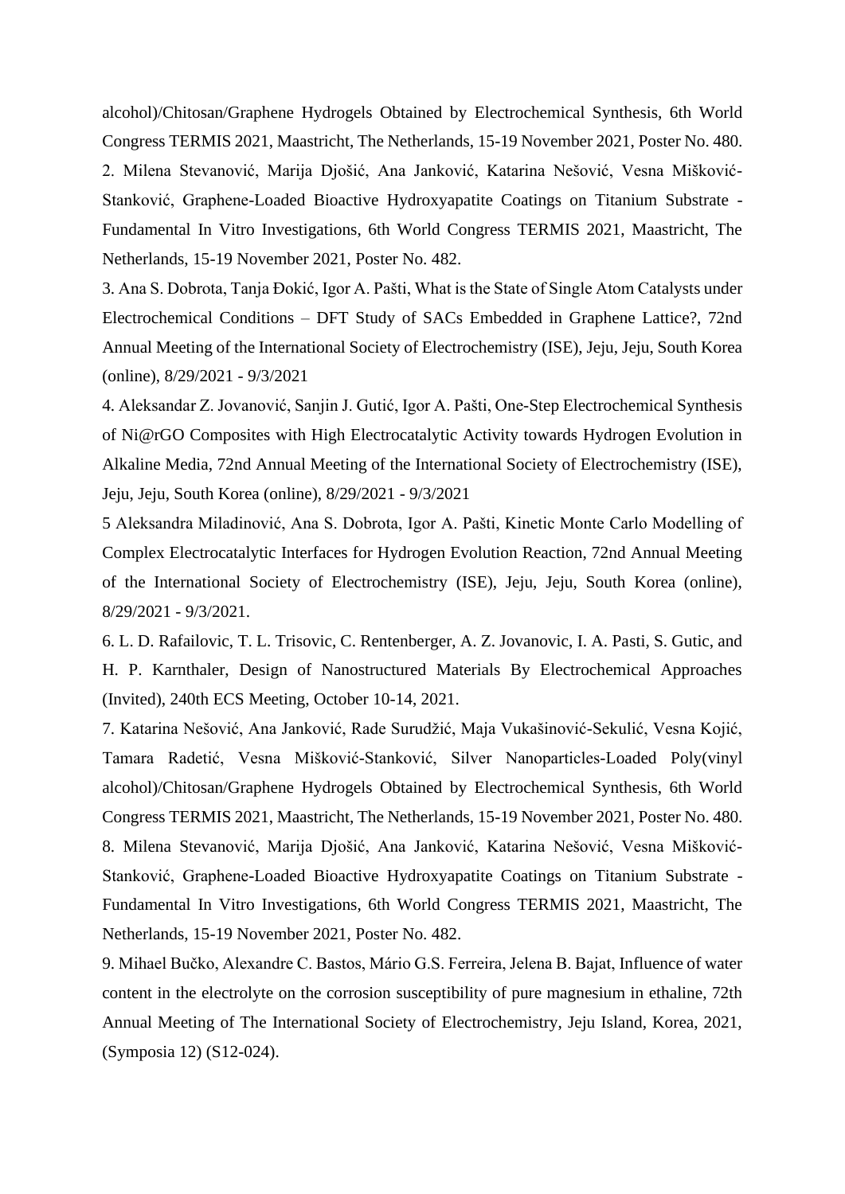alcohol)/Chitosan/Graphene Hydrogels Obtained by Electrochemical Synthesis, 6th World Congress TERMIS 2021, Maastricht, The Netherlands, 15-19 November 2021, Poster No. 480.

2. Milena Stevanović, Marija Djošić, Ana Janković, Katarina Nešović, Vesna Mišković-Stanković, Graphene-Loaded Bioactive Hydroxyapatite Coatings on Titanium Substrate - Fundamental In Vitro Investigations, 6th World Congress TERMIS 2021, Maastricht, The Netherlands, 15-19 November 2021, Poster No. 482.

3. Ana S. Dobrota, Tanja Đokić, Igor A. Pašti, What is the State of Single Atom Catalysts under Electrochemical Conditions – DFT Study of SACs Embedded in Graphene Lattice?, 72nd Annual Meeting of the International Society of Electrochemistry (ISE), Jeju, Jeju, South Korea (online), 8/29/2021 - 9/3/2021

4. Aleksandar Z. Jovanović, Sanjin J. Gutić, Igor A. Pašti, One-Step Electrochemical Synthesis of Ni@rGO Composites with High Electrocatalytic Activity towards Hydrogen Evolution in Alkaline Media, 72nd Annual Meeting of the International Society of Electrochemistry (ISE), Jeju, Jeju, South Korea (online), 8/29/2021 - 9/3/2021

5 Aleksandra Miladinović, Ana S. Dobrota, Igor A. Pašti, Kinetic Monte Carlo Modelling of Complex Electrocatalytic Interfaces for Hydrogen Evolution Reaction, 72nd Annual Meeting of the International Society of Electrochemistry (ISE), Jeju, Jeju, South Korea (online), 8/29/2021 - 9/3/2021.

6. L. D. Rafailovic, T. L. Trisovic, C. Rentenberger, A. Z. Jovanovic, I. A. Pasti, S. Gutic, and H. P. Karnthaler, Design of Nanostructured Materials By Electrochemical Approaches (Invited), 240th ECS Meeting, October 10-14, 2021.

7. Katarina Nešović, Ana Janković, Rade Surudžić, Maja Vukašinović-Sekulić, Vesna Kojić, Tamara Radetić, Vesna Mišković-Stanković, Silver Nanoparticles-Loaded Poly(vinyl alcohol)/Chitosan/Graphene Hydrogels Obtained by Electrochemical Synthesis, 6th World Congress TERMIS 2021, Maastricht, The Netherlands, 15-19 November 2021, Poster No. 480.

8. Milena Stevanović, Marija Djošić, Ana Janković, Katarina Nešović, Vesna Mišković-Stanković, Graphene-Loaded Bioactive Hydroxyapatite Coatings on Titanium Substrate - Fundamental In Vitro Investigations, 6th World Congress TERMIS 2021, Maastricht, The Netherlands, 15-19 November 2021, Poster No. 482.

9. Mihael Bučko, Alexandre C. Bastos, Mário G.S. Ferreira, Jelena B. Bajat, Influence of water content in the electrolyte on the corrosion susceptibility of pure magnesium in ethaline, 72th Annual Meeting of The International Society of Electrochemistry, Jeju Island, Korea, 2021, (Symposia 12) (S12-024).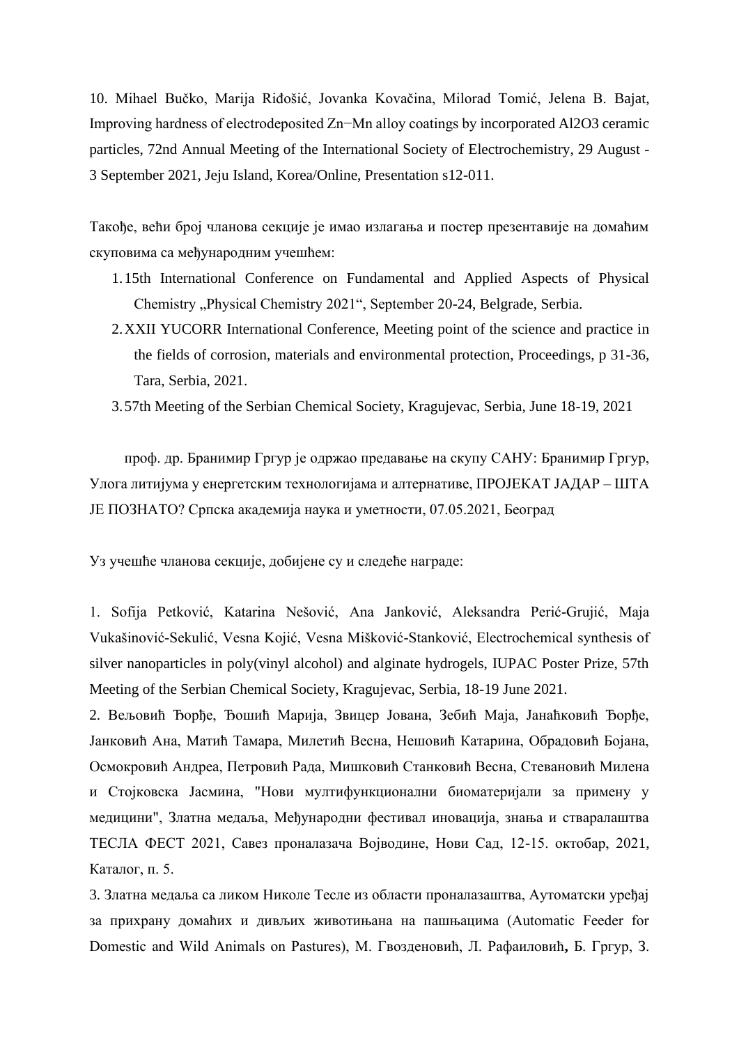10. Mihael Bučko, Marija Riđošić, Jovanka Kovačina, Milorad Tomić, Jelena B. Bajat, Improving hardness of electrodeposited Zn−Mn alloy coatings by incorporated $Al_2O_3$ ceramic particles, 72nd Annual Meeting of the International Society of Electrochemistry, 29 August - 3 September 2021, Jeju Island, Korea/Online, Presentation s12-011.

Такође, већи број чланова секције је имао излагања и постер презентавије на домаћим скуповима са међународним учешћем:

1. 15th International Conference on Fundamental and Applied Aspects of Physical Chemistry „Physical Chemistry 2021“, September 20-24, Belgrade, Serbia.
2. XXII YUCORR International Conference, Meeting point of the science and practice in the fields of corrosion, materials and environmental protection, Proceedings, p 31-36, Tara, Serbia, 2021.
3. 57th Meeting of the Serbian Chemical Society, Kragujevac, Serbia, June 18-19, 2021

проф. др. Бранимир Гргур је одржао предавање на скупу САНУ: Бранимир Гргур, Улога литијума у енергетским технологијама и алтернативе, ПРОЈЕКАТ ЈАДАР – ШТА ЈЕ ПОЗНАТО? Српска академија наука и уметности, 07.05.2021, Београд

Уз учешће чланова секције, добијене су и следеће награде:

1. Sofija Petković, Katarina Nešović, Ana Janković, Aleksandra Perić-Grujić, Maja Vukašinović-Sekulić, Vesna Kojić, Vesna Mišković-Stanković, Electrochemical synthesis of silver nanoparticles in poly(vinyl alcohol) and alginate hydrogels, IUPAC Poster Prize, 57th Meeting of the Serbian Chemical Society, Kragujevac, Serbia, 18-19 June 2021.
2. Вељовић Ђорђе, Ђошић Марија, Звицер Јована, Зебић Маја, Јанаћковић Ђорђе, Јанковић Ана, Матић Тамара, Милетић Весна, Нешовић Катарина, Обрадовић Бојана, Осмокровић Андреа, Петровић Рада, Мишковић Станковић Весна, Стевановић Милена и Стојковска Јасмина, "Нови мултифункционални биоматеријали за примену у медицини", Златна медаља, Међународни фестивал иновација, знања и стваралаштва ТЕСЛА ФЕСТ 2021, Савез проналазача Војводине, Нови Сад, 12-15. октобар, 2021, Каталог, п. 5.
3. Златна медаља са ликом Николе Тесле из области проналазаштва, Аутоматски уређај за прихрану домаћих и дивљих животињана на пашњацима (Automatic Feeder for Domestic and Wild Animals on Pastures), М. Гвозденовић, Л. Рафаиловић**,** Б. Гргур, З.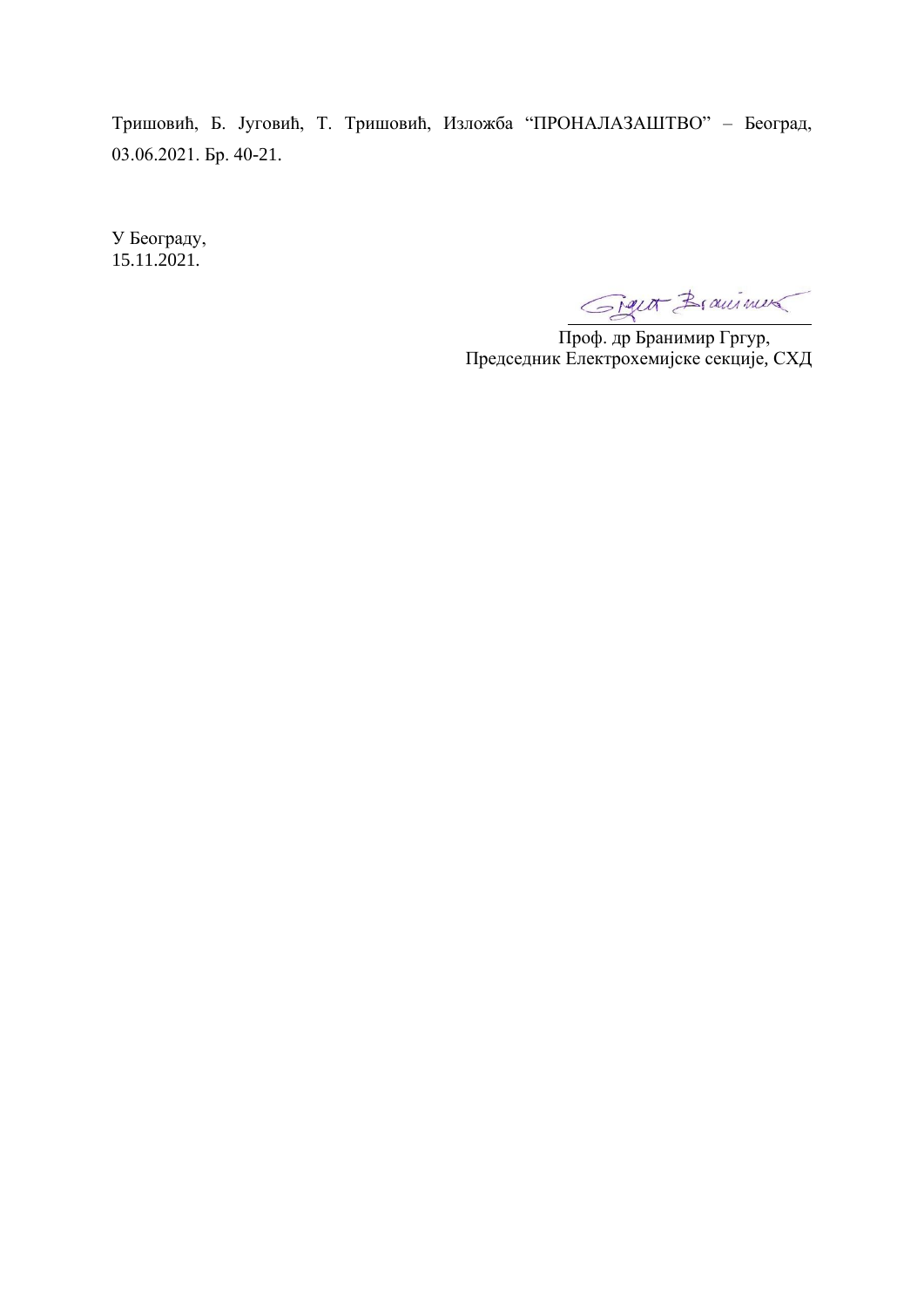Тришовић, Б. Југовић, Т. Тришовић, Изложба "ПРОНАЛАЗАШТВО" – Београд, 03.06.2021. Бр. 40-21.

У Београду,
15.11.2021.

Проф. др Бранимир Гргур,
Председник Електрохемијске секције, СХД